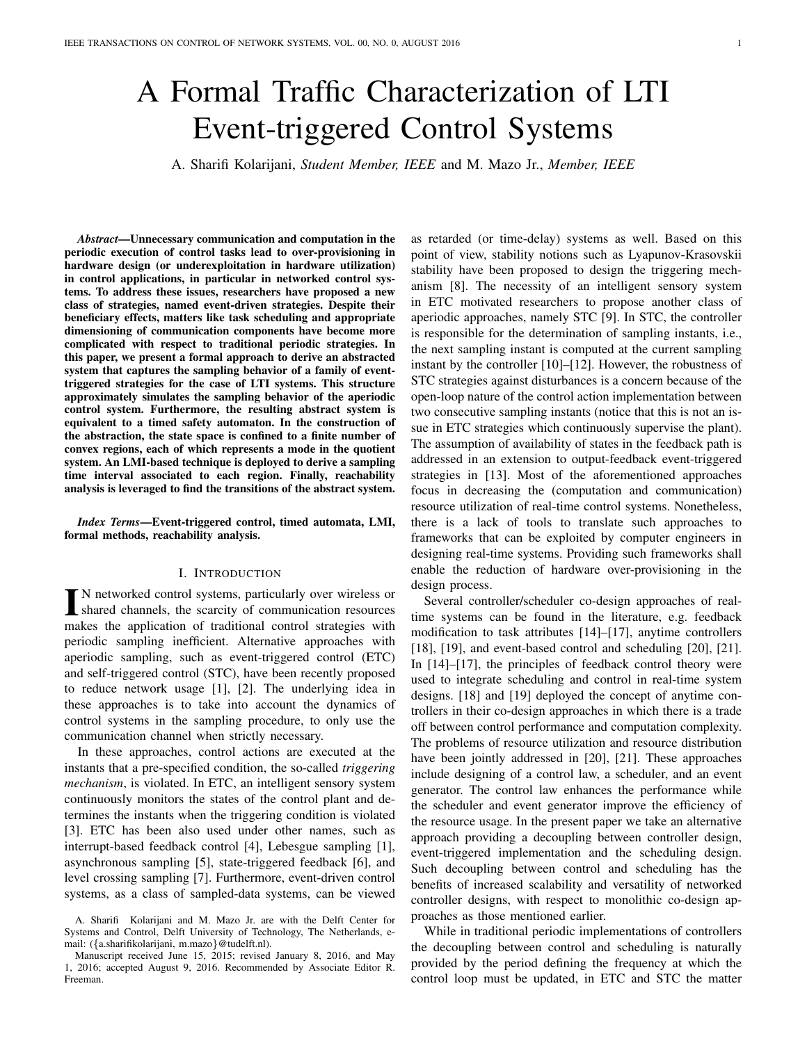# A Formal Traffic Characterization of LTI Event-triggered Control Systems

A. Sharifi Kolarijani, *Student Member, IEEE* and M. Mazo Jr., *Member, IEEE*

***Abstract*—Unnecessary communication and computation in the periodic execution of control tasks lead to over-provisioning in hardware design (or underexploitation in hardware utilization) in control applications, in particular in networked control systems. To address these issues, researchers have proposed a new class of strategies, named event-driven strategies. Despite their beneficiary effects, matters like task scheduling and appropriate dimensioning of communication components have become more complicated with respect to traditional periodic strategies. In this paper, we present a formal approach to derive an abstracted system that captures the sampling behavior of a family of event-triggered strategies for the case of LTI systems. This structure approximately simulates the sampling behavior of the aperiodic control system. Furthermore, the resulting abstract system is equivalent to a timed safety automaton. In the construction of the abstraction, the state space is confined to a finite number of convex regions, each of which represents a mode in the quotient system. An LMI-based technique is deployed to derive a sampling time interval associated to each region. Finally, reachability analysis is leveraged to find the transitions of the abstract system.**

***Index Terms*—Event-triggered control, timed automata, LMI, formal methods, reachability analysis.**

## I. Introduction

In networked control systems, particularly over wireless or shared channels, the scarcity of communication resources makes the application of traditional control strategies with periodic sampling inefficient. Alternative approaches with aperiodic sampling, such as event-triggered control (ETC) and self-triggered control (STC), have been recently proposed to reduce network usage [1], [2]. The underlying idea in these approaches is to take into account the dynamics of control systems in the sampling procedure, to only use the communication channel when strictly necessary.

In these approaches, control actions are executed at the instants that a pre-specified condition, the so-called *triggering mechanism*, is violated. In ETC, an intelligent sensory system continuously monitors the states of the control plant and determines the instants when the triggering condition is violated [3]. ETC has been also used under other names, such as interrupt-based feedback control [4], Lebesgue sampling [1], asynchronous sampling [5], state-triggered feedback [6], and level crossing sampling [7]. Furthermore, event-driven control systems, as a class of sampled-data systems, can be viewed as retarded (or time-delay) systems as well. Based on this point of view, stability notions such as Lyapunov-Krasovskii stability have been proposed to design the triggering mechanism [8]. The necessity of an intelligent sensory system in ETC motivated researchers to propose another class of aperiodic approaches, namely STC [9]. In STC, the controller is responsible for the determination of sampling instants, i.e., the next sampling instant is computed at the current sampling instant by the controller [10]–[12]. However, the robustness of STC strategies against disturbances is a concern because of the open-loop nature of the control action implementation between two consecutive sampling instants (notice that this is not an issue in ETC strategies which continuously supervise the plant). The assumption of availability of states in the feedback path is addressed in an extension to output-feedback event-triggered strategies in [13]. Most of the aforementioned approaches focus in decreasing the (computation and communication) resource utilization of real-time control systems. Nonetheless, there is a lack of tools to translate such approaches to frameworks that can be exploited by computer engineers in designing real-time systems. Providing such frameworks shall enable the reduction of hardware over-provisioning in the design process.

Several controller/scheduler co-design approaches of real-time systems can be found in the literature, e.g. feedback modification to task attributes [14]–[17], anytime controllers [18], [19], and event-based control and scheduling [20], [21]. In [14]–[17], the principles of feedback control theory were used to integrate scheduling and control in real-time system designs. [18] and [19] deployed the concept of anytime controllers in their co-design approaches in which there is a trade off between control performance and computation complexity. The problems of resource utilization and resource distribution have been jointly addressed in [20], [21]. These approaches include designing of a control law, a scheduler, and an event generator. The control law enhances the performance while the scheduler and event generator improve the efficiency of the resource usage. In the present paper we take an alternative approach providing a decoupling between controller design, event-triggered implementation and the scheduling design. Such decoupling between control and scheduling has the benefits of increased scalability and versatility of networked controller designs, with respect to monolithic co-design approaches as those mentioned earlier.

While in traditional periodic implementations of controllers the decoupling between control and scheduling is naturally provided by the period defining the frequency at which the control loop must be updated, in ETC and STC the matter

A. Sharifi Kolarijani and M. Mazo Jr. are with the Delft Center for Systems and Control, Delft University of Technology, The Netherlands, e-mail: ({a.sharifikolarijani, m.mazo}@tudelft.nl).

Manuscript received June 15, 2015; revised January 8, 2016, and May 1, 2016; accepted August 9, 2016. Recommended by Associate Editor R. Freeman.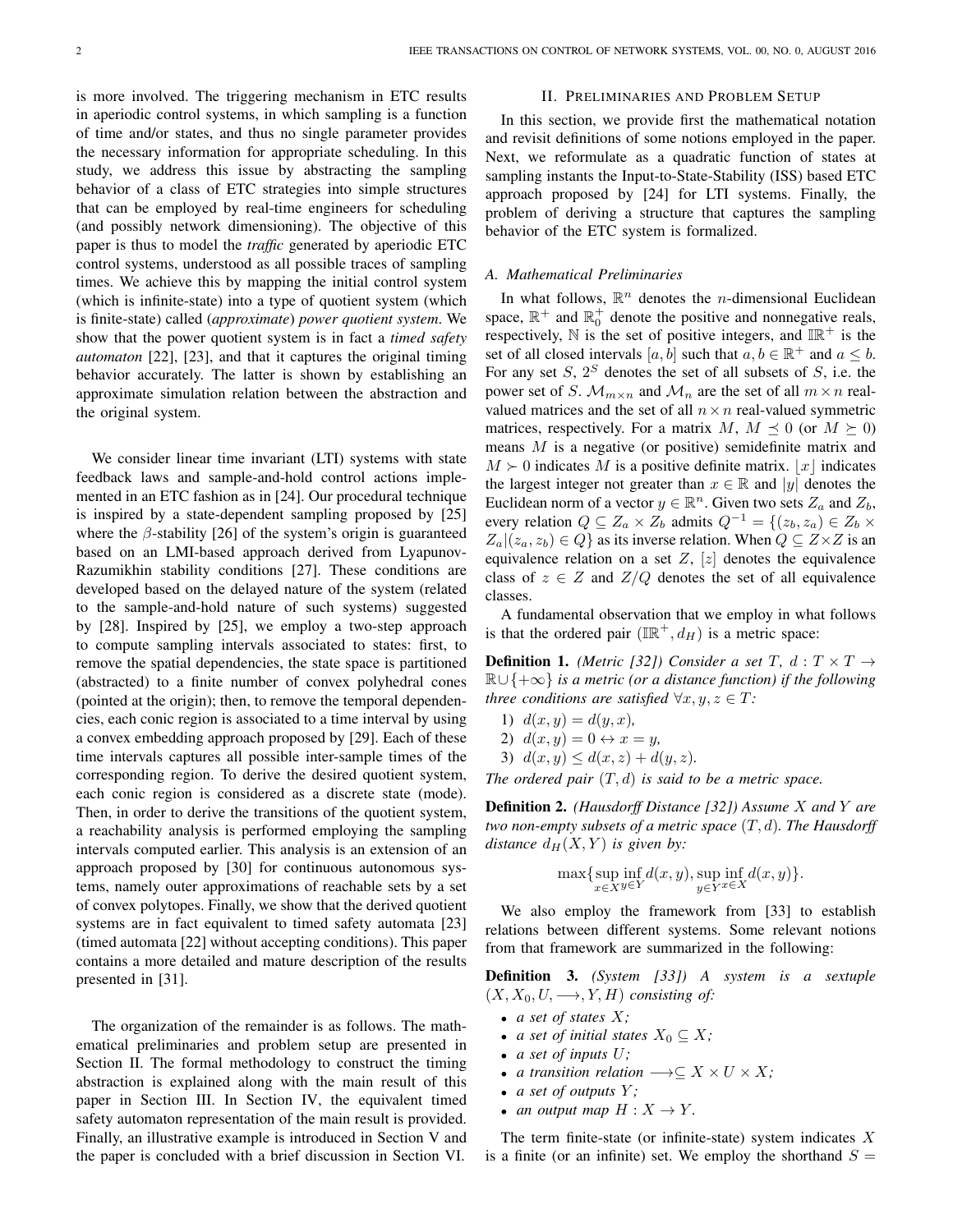is more involved. The triggering mechanism in ETC results in aperiodic control systems, in which sampling is a function of time and/or states, and thus no single parameter provides the necessary information for appropriate scheduling. In this study, we address this issue by abstracting the sampling behavior of a class of ETC strategies into simple structures that can be employed by real-time engineers for scheduling (and possibly network dimensioning). The objective of this paper is thus to model the *traffic* generated by aperiodic ETC control systems, understood as all possible traces of sampling times. We achieve this by mapping the initial control system (which is infinite-state) into a type of quotient system (which is finite-state) called (*approximate*) *power quotient system*. We show that the power quotient system is in fact a *timed safety automaton* [22], [23], and that it captures the original timing behavior accurately. The latter is shown by establishing an approximate simulation relation between the abstraction and the original system.

We consider linear time invariant (LTI) systems with state feedback laws and sample-and-hold control actions implemented in an ETC fashion as in [24]. Our procedural technique is inspired by a state-dependent sampling proposed by [25] where the $\beta$-stability [26] of the system's origin is guaranteed based on an LMI-based approach derived from Lyapunov-Razumikhin stability conditions [27]. These conditions are developed based on the delayed nature of the system (related to the sample-and-hold nature of such systems) suggested by [28]. Inspired by [25], we employ a two-step approach to compute sampling intervals associated to states: first, to remove the spatial dependencies, the state space is partitioned (abstracted) to a finite number of convex polyhedral cones (pointed at the origin); then, to remove the temporal dependencies, each conic region is associated to a time interval by using a convex embedding approach proposed by [29]. Each of these time intervals captures all possible inter-sample times of the corresponding region. To derive the desired quotient system, each conic region is considered as a discrete state (mode). Then, in order to derive the transitions of the quotient system, a reachability analysis is performed employing the sampling intervals computed earlier. This analysis is an extension of an approach proposed by [30] for continuous autonomous systems, namely outer approximations of reachable sets by a set of convex polytopes. Finally, we show that the derived quotient systems are in fact equivalent to timed safety automata [23] (timed automata [22] without accepting conditions). This paper contains a more detailed and mature description of the results presented in [31].

The organization of the remainder is as follows. The mathematical preliminaries and problem setup are presented in Section II. The formal methodology to construct the timing abstraction is explained along with the main result of this paper in Section III. In Section IV, the equivalent timed safety automaton representation of the main result is provided. Finally, an illustrative example is introduced in Section V and the paper is concluded with a brief discussion in Section VI.

## II. Preliminaries and Problem Setup

In this section, we provide first the mathematical notation and revisit definitions of some notions employed in the paper. Next, we reformulate as a quadratic function of states at sampling instants the Input-to-State-Stability (ISS) based ETC approach proposed by [24] for LTI systems. Finally, the problem of deriving a structure that captures the sampling behavior of the ETC system is formalized.

### A. Mathematical Preliminaries

In what follows, $\mathbb{R}^n$ denotes the $n$-dimensional Euclidean space, $\mathbb{R}^+$ and $\mathbb{R}_0^+$ denote the positive and nonnegative reals, respectively, $\mathbb{N}$ is the set of positive integers, and $\mathbb{IR}^+$ is the set of all closed intervals $[a, b]$ such that $a, b \in \mathbb{R}^+$ and $a \leq b$. For any set $S$, $2^S$ denotes the set of all subsets of $S$, i.e. the power set of $S$. $\mathcal{M}_{m\times n}$ and $\mathcal{M}_n$ are the set of all $m \times n$ real-valued matrices and the set of all $n\times n$ real-valued symmetric matrices, respectively. For a matrix $M$, $M \preceq 0$ (or $M \succeq 0$) means $M$ is a negative (or positive) semidefinite matrix and $M \succ 0$ indicates $M$ is a positive definite matrix. $\lfloor x \rfloor$ indicates the largest integer not greater than $x \in \mathbb{R}$ and $|y|$ denotes the Euclidean norm of a vector $y \in \mathbb{R}^n$. Given two sets $Z_a$ and $Z_b$, every relation $Q \subseteq Z_a \times Z_b$ admits $Q^{-1} = \{(z_b, z_a) \in Z_b \times Z_a | (z_a, z_b) \in Q\}$ as its inverse relation. When $Q \subseteq Z\times Z$ is an equivalence relation on a set $Z$, $[z]$ denotes the equivalence class of $z \in Z$ and $Z/Q$ denotes the set of all equivalence classes.

A fundamental observation that we employ in what follows is that the ordered pair $(\mathbb{IR}^+, d_H)$ is a metric space:

**Definition 1.** *(Metric [32]) Consider a set $T$, $d : T \times T \to \mathbb{R}\cup\{+\infty\}$ is a metric (or a distance function) if the following three conditions are satisfied $\forall x, y, z \in T$:*

1) $d(x, y) = d(y, x)$,
2) $d(x, y) = 0 \leftrightarrow x = y$,
3) $d(x, y) \leq d(x, z) + d(y, z)$.

*The ordered pair $(T, d)$ is said to be a metric space.*

**Definition 2.** *(Hausdorff Distance [32]) Assume $X$ and $Y$ are two non-empty subsets of a metric space $(T, d)$. The Hausdorff distance $d_H(X, Y)$ is given by:*

$$\max\{\sup_{x\in X}\inf_{y\in Y} d(x, y), \sup_{y\in Y}\inf_{x\in X} d(x, y)\}.$$

We also employ the framework from [33] to establish relations between different systems. Some relevant notions from that framework are summarized in the following:

**Definition 3.** *(System [33]) A system is a sextuple $(X, X_0, U, \longrightarrow, Y, H)$ consisting of:*

- *a set of states $X$;*
- *a set of initial states $X_0 \subseteq X$;*
- *a set of inputs $U$;*
- *a transition relation $\longrightarrow \subseteq X \times U \times X$;*
- *a set of outputs $Y$;*
- *an output map $H : X \to Y$.*

The term finite-state (or infinite-state) system indicates $X$ is a finite (or an infinite) set. We employ the shorthand $S =$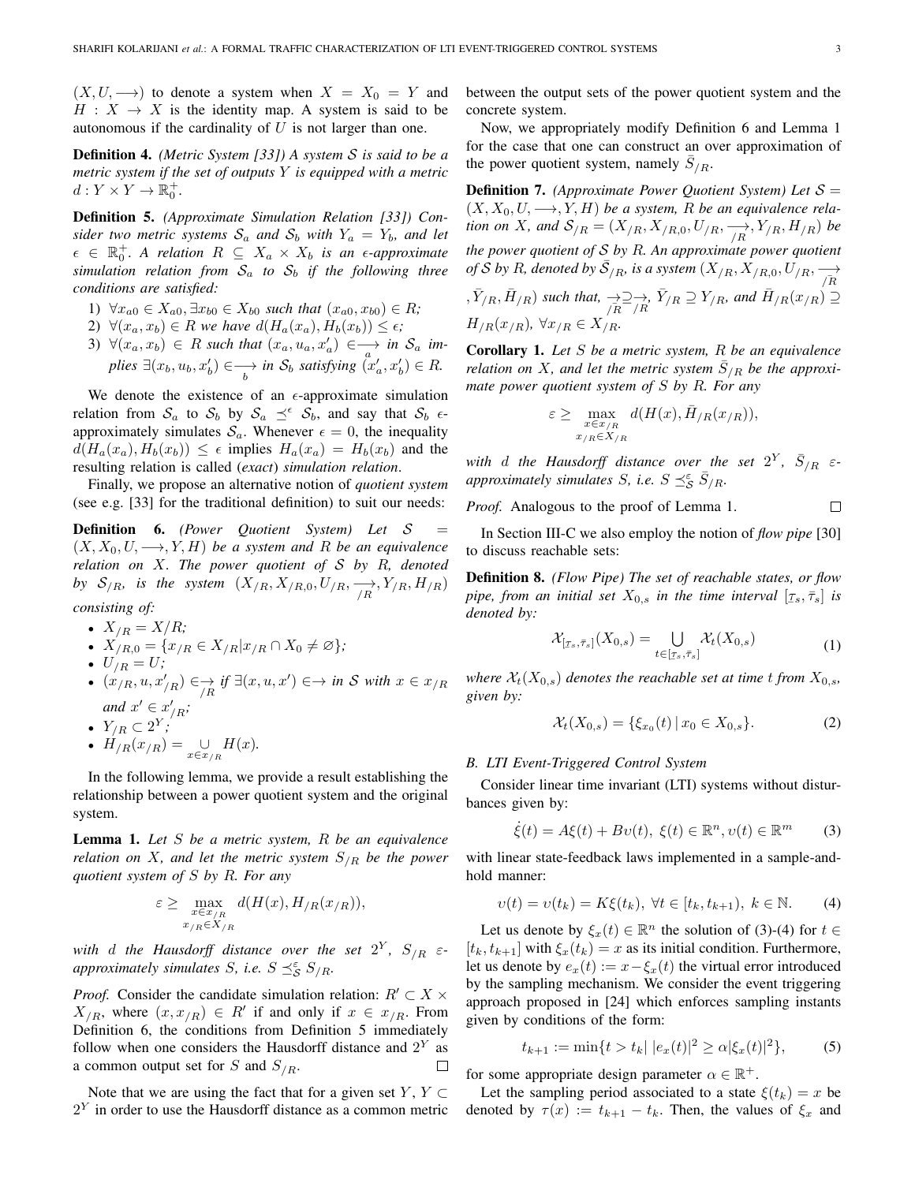$(X, U, \longrightarrow)$ to denote a system when $X = X_0 = Y$ and $H : X \to X$ is the identity map. A system is said to be autonomous if the cardinality of $U$ is not larger than one.

**Definition 4.** *(Metric System [33]) A system $\mathcal{S}$ is said to be a metric system if the set of outputs $Y$ is equipped with a metric $d : Y \times Y \to \mathbb{R}_0^+$.*

**Definition 5.** *(Approximate Simulation Relation [33]) Consider two metric systems $\mathcal{S}_a$ and $\mathcal{S}_b$ with $Y_a = Y_b$, and let $\epsilon \in \mathbb{R}_0^+$. A relation $R \subseteq X_a \times X_b$ is an $\epsilon$-approximate simulation relation from $\mathcal{S}_a$ to $\mathcal{S}_b$ if the following three conditions are satisfied:*

1. *$\forall x_{a0} \in X_{a0}, \exists x_{b0} \in X_{b0}$ such that $(x_{a0}, x_{b0}) \in R$;*
2. *$\forall (x_a, x_b) \in R$ we have $d(H_a(x_a), H_b(x_b)) \leq \epsilon$;*
3. *$\forall (x_a, x_b) \in R$ such that $(x_a, u_a, x'_a) \in \underset{a}{\longrightarrow}$ in $\mathcal{S}_a$ implies $\exists (x_b, u_b, x'_b) \in \underset{b}{\longrightarrow}$ in $\mathcal{S}_b$ satisfying $(x'_a, x'_b) \in R$.*

We denote the existence of an $\epsilon$-approximate simulation relation from $\mathcal{S}_a$ to $\mathcal{S}_b$ by $\mathcal{S}_a \preceq^{\epsilon} \mathcal{S}_b$, and say that $\mathcal{S}_b$ $\epsilon$-approximately simulates $\mathcal{S}_a$. Whenever $\epsilon = 0$, the inequality $d(H_a(x_a), H_b(x_b)) \leq \epsilon$ implies $H_a(x_a) = H_b(x_b)$ and the resulting relation is called (*exact*) *simulation relation*.

Finally, we propose an alternative notion of *quotient system* (see e.g. [33] for the traditional definition) to suit our needs:

**Definition 6.** *(Power Quotient System) Let $\mathcal{S} = (X, X_0, U, \longrightarrow, Y, H)$ be a system and $R$ be an equivalence relation on $X$. The power quotient of $\mathcal{S}$ by $R$, denoted by $\mathcal{S}_{/R}$, is the system $(X_{/R}, X_{/R,0}, U_{/R}, \underset{/R}{\longrightarrow}, Y_{/R}, H_{/R})$ consisting of:*

- *$X_{/R} = X/R$;*
- *$X_{/R,0} = \{x_{/R} \in X_{/R} | x_{/R} \cap X_0 \neq \varnothing\}$;*
- *$U_{/R} = U$;*
- *$(x_{/R}, u, x'_{/R}) \in \underset{/R}{\to}$ if $\exists (x, u, x') \in \to$ in $\mathcal{S}$ with $x \in x_{/R}$ and $x' \in x'_{/R}$;*
- *$Y_{/R} \subset 2^Y$;*
- *$H_{/R}(x_{/R}) = \underset{x \in x_{/R}}{\cup} H(x)$.*

In the following lemma, we provide a result establishing the relationship between a power quotient system and the original system.

**Lemma 1.** *Let $S$ be a metric system, $R$ be an equivalence relation on $X$, and let the metric system $S_{/R}$ be the power quotient system of $S$ by $R$. For any*

$$\varepsilon \geq \max_{\substack{x \in x_{/R} \\ x_{/R} \in X_{/R}}} d(H(x), H_{/R}(x_{/R})),$$

*with $d$ the Hausdorff distance over the set $2^Y$, $S_{/R}$ $\varepsilon$-approximately simulates $S$, i.e. $S \preceq_{\mathcal{S}}^{\varepsilon} S_{/R}$.*

*Proof.* Consider the candidate simulation relation: $R' \subset X \times X_{/R}$, where $(x, x_{/R}) \in R'$ if and only if $x \in x_{/R}$. From Definition 6, the conditions from Definition 5 immediately follow when one considers the Hausdorff distance and $2^Y$ as a common output set for $S$ and $S_{/R}$. $\square$

Note that we are using the fact that for a given set $Y$, $Y \subset 2^Y$ in order to use the Hausdorff distance as a common metric between the output sets of the power quotient system and the concrete system.

Now, we appropriately modify Definition 6 and Lemma 1 for the case that one can construct an over approximation of the power quotient system, namely $\bar{S}_{/R}$.

**Definition 7.** *(Approximate Power Quotient System) Let $\mathcal{S} = (X, X_0, U, \longrightarrow, Y, H)$ be a system, $R$ be an equivalence relation on $X$, and $\mathcal{S}_{/R} = (X_{/R}, X_{/R,0}, U_{/R}, \underset{/R}{\longrightarrow}, Y_{/R}, H_{/R})$ be the power quotient of $\mathcal{S}$ by $R$. An approximate power quotient of $\mathcal{S}$ by $R$, denoted by $\bar{\mathcal{S}}_{/R}$, is a system $(X_{/R}, X_{/R,0}, U_{/R}, \underset{/\bar{R}}{\longrightarrow}, \bar{Y}_{/R}, \bar{H}_{/R})$ such that, $\underset{/\bar{R}}{\to} \supseteq \underset{/R}{\to}$, $\bar{Y}_{/R} \supseteq Y_{/R}$, and $\bar{H}_{/R}(x_{/R}) \supseteq H_{/R}(x_{/R})$, $\forall x_{/R} \in X_{/R}$.*

**Corollary 1.** *Let $S$ be a metric system, $R$ be an equivalence relation on $X$, and let the metric system $\bar{S}_{/R}$ be the approximate power quotient system of $S$ by $R$. For any*

$$\varepsilon \geq \max_{\substack{x \in x_{/R} \\ x_{/R} \in X_{/R}}} d(H(x), \bar{H}_{/R}(x_{/R})),$$

*with $d$ the Hausdorff distance over the set $2^Y$, $\bar{S}_{/R}$ $\varepsilon$-approximately simulates $S$, i.e. $S \preceq_{\mathcal{S}}^{\varepsilon} \bar{S}_{/R}$.*

*Proof.* Analogous to the proof of Lemma 1. $\square$

In Section III-C we also employ the notion of *flow pipe* [30] to discuss reachable sets:

**Definition 8.** *(Flow Pipe) The set of reachable states, or flow pipe, from an initial set $X_{0,s}$ in the time interval $[\underline{\tau}_s, \bar{\tau}_s]$ is denoted by:*

$$\mathcal{X}_{[\underline{\tau}_s, \bar{\tau}_s]}(X_{0,s}) = \bigcup_{t \in [\underline{\tau}_s, \bar{\tau}_s]} \mathcal{X}_t(X_{0,s}) \tag{1}$$

*where $\mathcal{X}_t(X_{0,s})$ denotes the reachable set at time $t$ from $X_{0,s}$, given by:*

$$\mathcal{X}_t(X_{0,s}) = \{\xi_{x_0}(t) \,|\, x_0 \in X_{0,s}\}. \tag{2}$$

### B. LTI Event-Triggered Control System

Consider linear time invariant (LTI) systems without disturbances given by:

$$\dot{\xi}(t) = A\xi(t) + B\upsilon(t),\ \xi(t) \in \mathbb{R}^n, \upsilon(t) \in \mathbb{R}^m \tag{3}$$

with linear state-feedback laws implemented in a sample-and-hold manner:

$$\upsilon(t) = \upsilon(t_k) = K\xi(t_k),\ \forall t \in [t_k, t_{k+1}),\ k \in \mathbb{N}. \tag{4}$$

Let us denote by $\xi_x(t) \in \mathbb{R}^n$ the solution of (3)-(4) for $t \in [t_k, t_{k+1}]$ with $\xi_x(t_k) = x$ as its initial condition. Furthermore, let us denote by $e_x(t) := x - \xi_x(t)$ the virtual error introduced by the sampling mechanism. We consider the event triggering approach proposed in [24] which enforces sampling instants given by conditions of the form:

$$t_{k+1} := \min\{t > t_k |\ |e_x(t)|^2 \geq \alpha |\xi_x(t)|^2\}, \tag{5}$$

for some appropriate design parameter $\alpha \in \mathbb{R}^+$.

Let the sampling period associated to a state $\xi(t_k) = x$ be denoted by $\tau(x) := t_{k+1} - t_k$. Then, the values of $\xi_x$ and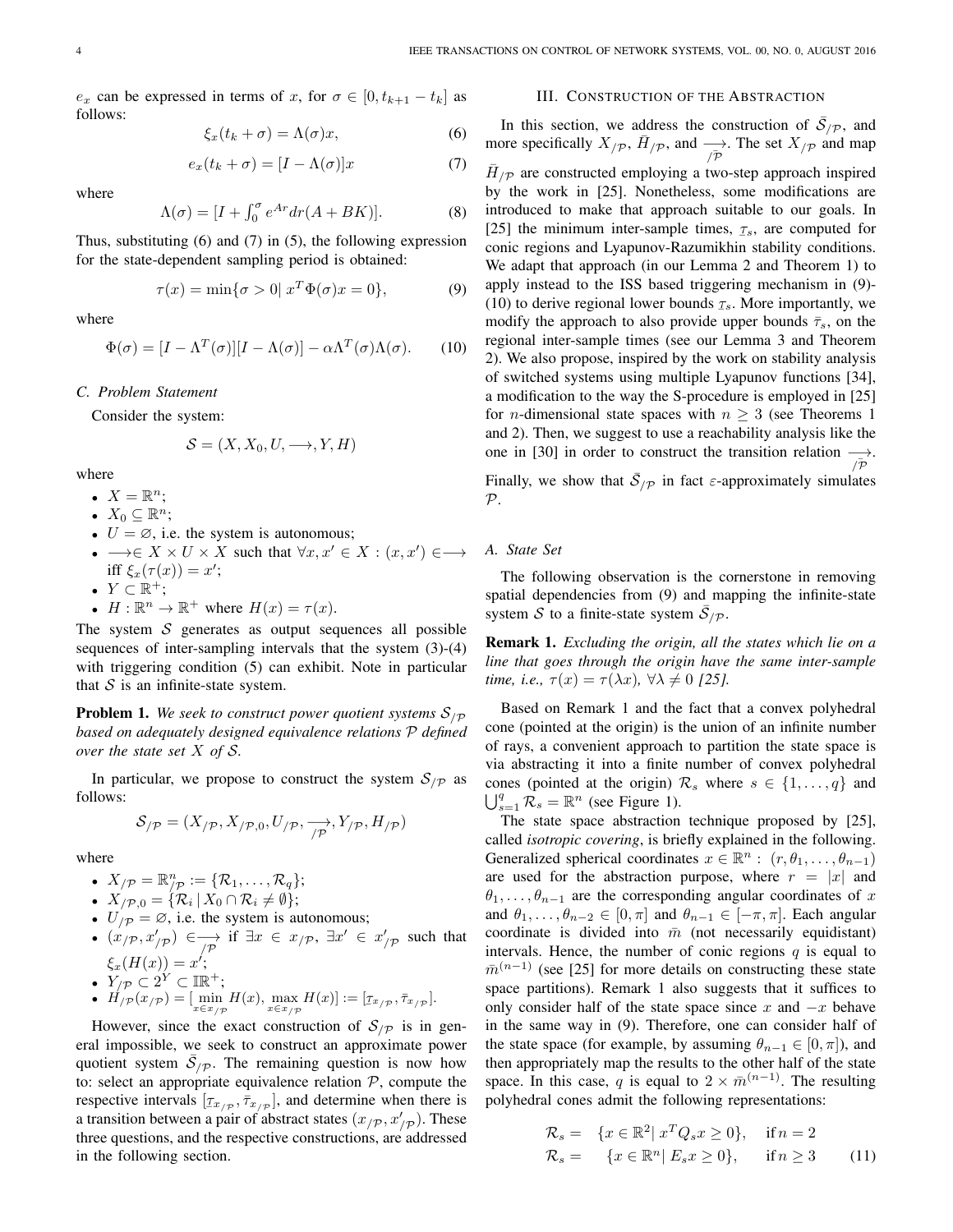$e_x$ can be expressed in terms of $x$, for $\sigma \in [0, t_{k+1} - t_k]$ as follows:

$$\xi_x(t_k + \sigma) = \Lambda(\sigma)x, \tag{6}$$

$$e_x(t_k + \sigma) = [I - \Lambda(\sigma)]x \tag{7}$$

where

$$\Lambda(\sigma) = [I + \textstyle\int_0^{\sigma} e^{Ar}dr(A + BK)]. \tag{8}$$

Thus, substituting (6) and (7) in (5), the following expression for the state-dependent sampling period is obtained:

$$\tau(x) = \min\{\sigma > 0 | \ x^T\Phi(\sigma)x = 0\}, \tag{9}$$

where

$$\Phi(\sigma) = [I - \Lambda^T(\sigma)][I - \Lambda(\sigma)] - \alpha\Lambda^T(\sigma)\Lambda(\sigma). \tag{10}$$

### C. Problem Statement

Consider the system:

$$\mathcal{S} = (X, X_0, U, \longrightarrow, Y, H)$$

where

- $X = \mathbb{R}^n$;
- $X_0 \subseteq \mathbb{R}^n$;
- $U = \varnothing$, i.e. the system is autonomous;
- $\longrightarrow \in X \times U \times X$ such that $\forall x, x' \in X : (x, x') \in \longrightarrow$ iff $\xi_x(\tau(x)) = x'$;
- $Y \subset \mathbb{R}^+$;
- $H : \mathbb{R}^n \to \mathbb{R}^+$ where $H(x) = \tau(x)$.

The system $\mathcal{S}$ generates as output sequences all possible sequences of inter-sampling intervals that the system (3)-(4) with triggering condition (5) can exhibit. Note in particular that $\mathcal{S}$ is an infinite-state system.

**Problem 1.** *We seek to construct power quotient systems $\mathcal{S}_{/\mathcal{P}}$ based on adequately designed equivalence relations $\mathcal{P}$ defined over the state set $X$ of $\mathcal{S}$.*

In particular, we propose to construct the system $\mathcal{S}_{/\mathcal{P}}$ as follows:

$$\mathcal{S}_{/\mathcal{P}} = (X_{/\mathcal{P}}, X_{/\mathcal{P},0}, U_{/\mathcal{P}}, \underset{/\mathcal{P}}{\longrightarrow}, Y_{/\mathcal{P}}, H_{/\mathcal{P}})$$

where

- $X_{/\mathcal{P}} = \mathbb{R}^n_{/\mathcal{P}} := \{\mathcal{R}_1, \dots, \mathcal{R}_q\}$;
- $X_{/\mathcal{P},0} = \{\mathcal{R}_i \,|\, X_0 \cap \mathcal{R}_i \neq \emptyset\}$;
- $U_{/\mathcal{P}} = \varnothing$, i.e. the system is autonomous;
- $(x_{/\mathcal{P}}, x'_{/\mathcal{P}}) \in \underset{/\mathcal{P}}{\longrightarrow}$ if $\exists x \in x_{/\mathcal{P}}$, $\exists x' \in x'_{/\mathcal{P}}$ such that $\xi_x(H(x)) = x'$;
- $Y_{/\mathcal{P}} \subset 2^Y \subset \mathbb{IR}^+$;
- $H_{/\mathcal{P}}(x_{/\mathcal{P}}) = [\min_{x \in x_{/\mathcal{P}}} H(x), \max_{x \in x_{/\mathcal{P}}} H(x)] := [\underline{\tau}_{x_{/\mathcal{P}}}, \bar{\tau}_{x_{/\mathcal{P}}}]$.

However, since the exact construction of $\mathcal{S}_{/\mathcal{P}}$ is in general impossible, we seek to construct an approximate power quotient system $\bar{\mathcal{S}}_{/\mathcal{P}}$. The remaining question is now how to: select an appropriate equivalence relation $\mathcal{P}$, compute the respective intervals $[\underline{\tau}_{x_{/\mathcal{P}}}, \bar{\tau}_{x_{/\mathcal{P}}}]$, and determine when there is a transition between a pair of abstract states $(x_{/\mathcal{P}}, x'_{/\mathcal{P}})$. These three questions, and the respective constructions, are addressed in the following section.

## III. Construction of the Abstraction

In this section, we address the construction of $\bar{\mathcal{S}}_{/\mathcal{P}}$, and more specifically $X_{/\mathcal{P}}$, $\bar{H}_{/\mathcal{P}}$, and $\underset{/\mathcal{P}}{\longrightarrow}$. The set $X_{/\mathcal{P}}$ and map $\bar{H}_{/\mathcal{P}}$ are constructed employing a two-step approach inspired by the work in [25]. Nonetheless, some modifications are introduced to make that approach suitable to our goals. In [25] the minimum inter-sample times, $\underline{\tau}_s$, are computed for conic regions and Lyapunov-Razumikhin stability conditions. We adapt that approach (in our Lemma 2 and Theorem 1) to apply instead to the ISS based triggering mechanism in (9)-(10) to derive regional lower bounds $\underline{\tau}_s$. More importantly, we modify the approach to also provide upper bounds $\bar{\tau}_s$, on the regional inter-sample times (see our Lemma 3 and Theorem 2). We also propose, inspired by the work on stability analysis of switched systems using multiple Lyapunov functions [34], a modification to the way the S-procedure is employed in [25] for $n$-dimensional state spaces with $n \geq 3$ (see Theorems 1 and 2). Then, we suggest to use a reachability analysis like the one in [30] in order to construct the transition relation $\underset{/\mathcal{P}}{\longrightarrow}$. Finally, we show that $\bar{\mathcal{S}}_{/\mathcal{P}}$ in fact $\varepsilon$-approximately simulates $\mathcal{P}$.

### A. State Set

The following observation is the cornerstone in removing spatial dependencies from (9) and mapping the infinite-state system $\mathcal{S}$ to a finite-state system $\bar{\mathcal{S}}_{/\mathcal{P}}$.

**Remark 1.** *Excluding the origin, all the states which lie on a line that goes through the origin have the same inter-sample time, i.e., $\tau(x) = \tau(\lambda x)$, $\forall \lambda \neq 0$ [25].*

Based on Remark 1 and the fact that a convex polyhedral cone (pointed at the origin) is the union of an infinite number of rays, a convenient approach to partition the state space is via abstracting it into a finite number of convex polyhedral cones (pointed at the origin) $\mathcal{R}_s$ where $s \in \{1, \dots, q\}$ and $\bigcup_{s=1}^{q} \mathcal{R}_s = \mathbb{R}^n$ (see Figure 1).

The state space abstraction technique proposed by [25], called *isotropic covering*, is briefly explained in the following. Generalized spherical coordinates $x \in \mathbb{R}^n : \ (r, \theta_1, \dots, \theta_{n-1})$ are used for the abstraction purpose, where $r = |x|$ and $\theta_1, \dots, \theta_{n-1}$ are the corresponding angular coordinates of $x$ and $\theta_1, \dots, \theta_{n-2} \in [0, \pi]$ and $\theta_{n-1} \in [-\pi, \pi]$. Each angular coordinate is divided into $\bar{m}$ (not necessarily equidistant) intervals. Hence, the number of conic regions $q$ is equal to $\bar{m}^{(n-1)}$ (see [25] for more details on constructing these state space partitions). Remark 1 also suggests that it suffices to only consider half of the state space since $x$ and $-x$ behave in the same way in (9). Therefore, one can consider half of the state space (for example, by assuming $\theta_{n-1} \in [0, \pi]$), and then appropriately map the results to the other half of the state space. In this case, $q$ is equal to $2 \times \bar{m}^{(n-1)}$. The resulting polyhedral cones admit the following representations:

$$\begin{aligned} \mathcal{R}_s &= \ \ \{x \in \mathbb{R}^2 | \ x^T Q_s x \geq 0\}, \quad \text{if } n = 2 \\ \mathcal{R}_s &= \ \ \{x \in \mathbb{R}^n | \ E_s x \geq 0\}, \quad \text{if } n \geq 3 \end{aligned} \tag{11}$$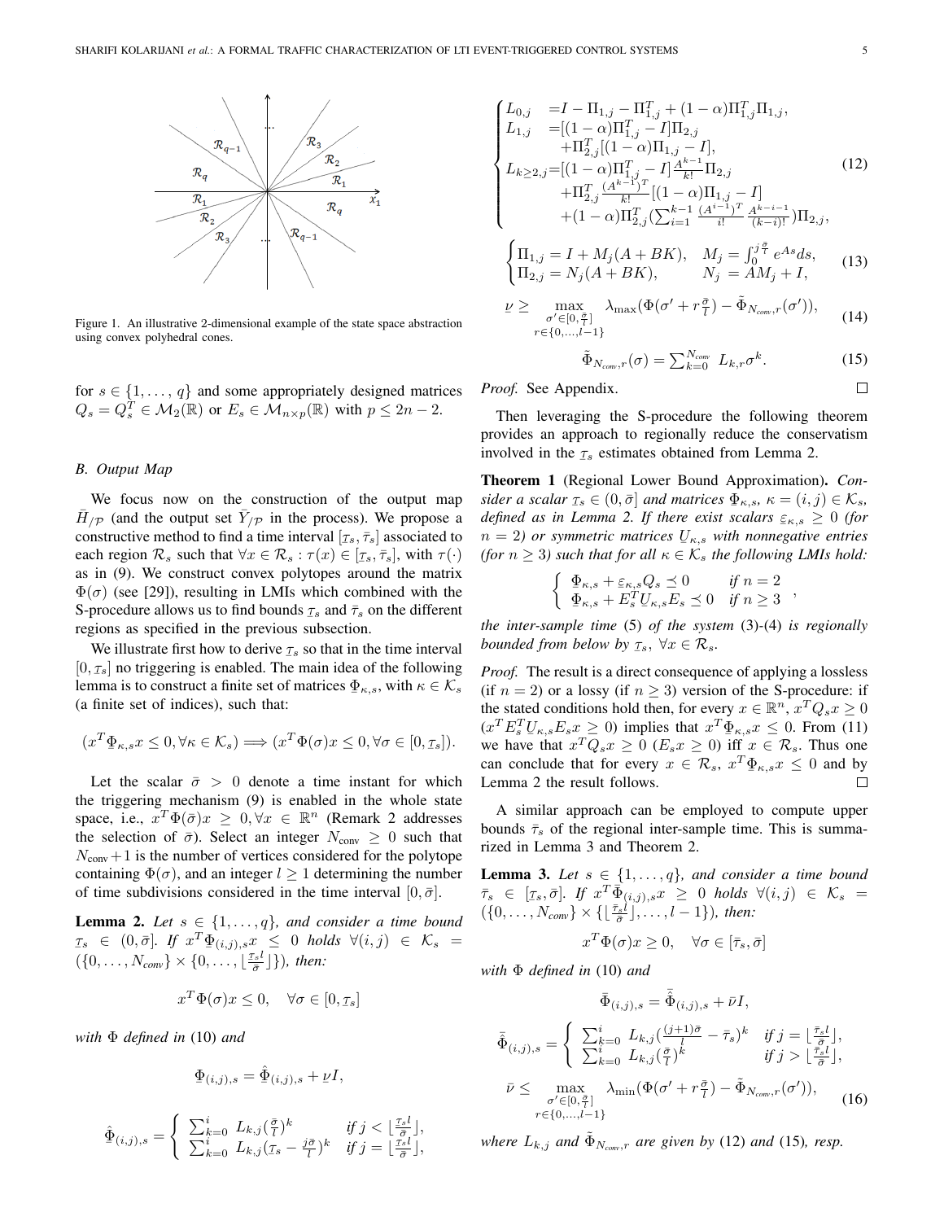Figure 1. An illustrative 2-dimensional example of the state space abstraction using convex polyhedral cones.

for $s \in \{1, \dots, q\}$ and some appropriately designed matrices $Q_s = Q_s^T \in \mathcal{M}_2(\mathbb{R})$ or $E_s \in \mathcal{M}_{n\times p}(\mathbb{R})$ with $p \leq 2n-2$.

### B. Output Map

We focus now on the construction of the output map $\bar{H}_{/\mathcal{P}}$ (and the output set $\bar{Y}_{/\mathcal{P}}$ in the process). We propose a constructive method to find a time interval $[\underline{\tau}_s, \bar{\tau}_s]$ associated to each region $\mathcal{R}_s$ such that $\forall x \in \mathcal{R}_s : \tau(x) \in [\underline{\tau}_s, \bar{\tau}_s]$, with $\tau(\cdot)$ as in (9). We construct convex polytopes around the matrix $\Phi(\sigma)$ (see [29]), resulting in LMIs which combined with the S-procedure allows us to find bounds $\underline{\tau}_s$ and $\bar{\tau}_s$ on the different regions as specified in the previous subsection.

We illustrate first how to derive $\underline{\tau}_s$ so that in the time interval $[0, \underline{\tau}_s]$ no triggering is enabled. The main idea of the following lemma is to construct a finite set of matrices $\underline{\Phi}_{\kappa,s}$, with $\kappa \in \mathcal{K}_s$ (a finite set of indices), such that:

$$(x^T \underline{\Phi}_{\kappa,s} x \leq 0, \forall \kappa \in \mathcal{K}_s) \Longrightarrow (x^T \Phi(\sigma) x \leq 0, \forall \sigma \in [0, \underline{\tau}_s]).$$

Let the scalar $\bar{\sigma} > 0$ denote a time instant for which the triggering mechanism (9) is enabled in the whole state space, i.e., $x^T\Phi(\bar{\sigma})x \geq 0, \forall x \in \mathbb{R}^n$ (Remark 2 addresses the selection of $\bar{\sigma}$). Select an integer $N_{\text{conv}} \geq 0$ such that $N_{\text{conv}}+1$ is the number of vertices considered for the polytope containing $\Phi(\sigma)$, and an integer $l \geq 1$ determining the number of time subdivisions considered in the time interval $[0, \bar{\sigma}]$.

**Lemma 2.** *Let $s \in \{1, \dots, q\}$, and consider a time bound $\underline{\tau}_s \in (0, \bar{\sigma}]$. If $x^T \underline{\Phi}_{(i,j),s} x \leq 0$ holds $\forall (i,j) \in \mathcal{K}_s = (\{0, \dots, N_{conv}\} \times \{0, \dots, \lfloor \frac{\underline{\tau}_s l}{\bar{\sigma}} \rfloor\})$, then:*

$$x^T \Phi(\sigma) x \leq 0, \quad \forall \sigma \in [0, \underline{\tau}_s]$$

*with $\Phi$ defined in* (10) *and*

$$\underline{\Phi}_{(i,j),s} = \hat{\underline{\Phi}}_{(i,j),s} + \underline{\nu} I,$$

$$\hat{\underline{\Phi}}_{(i,j),s} = \begin{cases} \sum_{k=0}^{i} L_{k,j} (\frac{\bar{\sigma}}{l})^k & \text{if } j < \lfloor \frac{\underline{\tau}_s l}{\bar{\sigma}} \rfloor, \\ \sum_{k=0}^{i} L_{k,j} (\underline{\tau}_s - \frac{j\bar{\sigma}}{l})^k & \text{if } j = \lfloor \frac{\underline{\tau}_s l}{\bar{\sigma}} \rfloor, \end{cases}$$

$$\begin{cases} L_{0,j} &= I - \Pi_{1,j} - \Pi_{1,j}^T + (1-\alpha)\Pi_{1,j}^T \Pi_{1,j}, \\ L_{1,j} &= [(1-\alpha)\Pi_{1,j}^T - I]\Pi_{2,j} \\ & \quad + \Pi_{2,j}^T [(1-\alpha)\Pi_{1,j} - I], \\ L_{k\geq 2,j} &= [(1-\alpha)\Pi_{1,j}^T - I]\frac{A^{k-1}}{k!}\Pi_{2,j} \\ & \quad + \Pi_{2,j}^T \frac{(A^{k-1})^T}{k!}[(1-\alpha)\Pi_{1,j} - I] \\ & \quad + (1-\alpha)\Pi_{2,j}^T (\sum_{i=1}^{k-1} \frac{(A^{i-1})^T}{i!} \frac{A^{k-i-1}}{(k-i)!})\Pi_{2,j}, \end{cases} \tag{12}$$

$$\begin{cases} \Pi_{1,j} = I + M_j(A+BK), & M_j = \int_0^{j\frac{\bar{\sigma}}{l}} e^{As} ds, \\ \Pi_{2,j} = N_j(A+BK), & N_j = AM_j + I, \end{cases} \tag{13}$$

$$\underline{\nu} \geq \max_{\substack{\sigma' \in [0, \frac{\bar{\sigma}}{l}] \\ r \in \{0, \dots, l-1\}}} \lambda_{\max}(\Phi(\sigma' + r\tfrac{\bar{\sigma}}{l}) - \tilde{\Phi}_{N_{conv},r}(\sigma')), \tag{14}$$

$$\tilde{\Phi}_{N_{conv},r}(\sigma) = \textstyle\sum_{k=0}^{N_{conv}} L_{k,r}\sigma^k. \tag{15}$$

*Proof.* See Appendix. $\square$

Then leveraging the S-procedure the following theorem provides an approach to regionally reduce the conservatism involved in the $\underline{\tau}_s$ estimates obtained from Lemma 2.

**Theorem 1** (Regional Lower Bound Approximation)**.** *Consider a scalar $\underline{\tau}_s \in (0, \bar{\sigma}]$ and matrices $\underline{\Phi}_{\kappa,s}$, $\kappa = (i,j) \in \mathcal{K}_s$, defined as in Lemma 2. If there exist scalars $\underline{\varepsilon}_{\kappa,s} \geq 0$ (for $n=2$) or symmetric matrices $\underline{U}_{\kappa,s}$ with nonnegative entries (for $n \geq 3$) such that for all $\kappa \in \mathcal{K}_s$ the following LMIs hold:*

$$\begin{cases} \underline{\Phi}_{\kappa,s} + \underline{\varepsilon}_{\kappa,s} Q_s \preceq 0 & \text{if } n = 2 \\ \underline{\Phi}_{\kappa,s} + E_s^T \underline{U}_{\kappa,s} E_s \preceq 0 & \text{if } n \geq 3 \end{cases},$$

*the inter-sample time* (5) *of the system* (3)-(4) *is regionally bounded from below by $\underline{\tau}_s$, $\forall x \in \mathcal{R}_s$.*

*Proof.* The result is a direct consequence of applying a lossless (if $n=2$) or a lossy (if $n \geq 3$) version of the S-procedure: if the stated conditions hold then, for every $x \in \mathbb{R}^n$, $x^T Q_s x \geq 0$ ($x^T E_s^T \underline{U}_{\kappa,s} E_s x \geq 0$) implies that $x^T \underline{\Phi}_{\kappa,s} x \leq 0$. From (11) we have that $x^T Q_s x \geq 0$ ($E_s x \geq 0$) iff $x \in \mathcal{R}_s$. Thus one can conclude that for every $x \in \mathcal{R}_s$, $x^T \underline{\Phi}_{\kappa,s} x \leq 0$ and by Lemma 2 the result follows. $\square$

A similar approach can be employed to compute upper bounds $\bar{\tau}_s$ of the regional inter-sample time. This is summarized in Lemma 3 and Theorem 2.

**Lemma 3.** *Let $s \in \{1, \dots, q\}$, and consider a time bound $\bar{\tau}_s \in [\underline{\tau}_s, \bar{\sigma}]$. If $x^T \bar{\Phi}_{(i,j),s} x \geq 0$ holds $\forall (i,j) \in \mathcal{K}_s = (\{0, \dots, N_{conv}\} \times \{\lfloor \frac{\bar{\tau}_s l}{\bar{\sigma}} \rfloor, \dots, l-1\})$, then:*

$$x^T \Phi(\sigma) x \geq 0, \quad \forall \sigma \in [\bar{\tau}_s, \bar{\sigma}]$$

*with $\Phi$ defined in* (10) *and*

$$\bar{\Phi}_{(i,j),s} = \bar{\hat{\Phi}}_{(i,j),s} + \bar{\nu} I,$$

$$\bar{\hat{\Phi}}_{(i,j),s} = \begin{cases} \sum_{k=0}^{i} L_{k,j} (\frac{(j+1)\bar{\sigma}}{l} - \bar{\tau}_s)^k & \text{if } j = \lfloor \frac{\bar{\tau}_s l}{\bar{\sigma}} \rfloor, \\ \sum_{k=0}^{i} L_{k,j} (\frac{\bar{\sigma}}{l})^k & \text{if } j > \lfloor \frac{\bar{\tau}_s l}{\bar{\sigma}} \rfloor, \end{cases}$$

$$\bar{\nu} \leq \max_{\substack{\sigma' \in [0, \frac{\bar{\sigma}}{l}] \\ r \in \{0, \dots, l-1\}}} \lambda_{\min}(\Phi(\sigma' + r\tfrac{\bar{\sigma}}{l}) - \tilde{\Phi}_{N_{conv},r}(\sigma')), \tag{16}$$

*where $L_{k,j}$ and $\tilde{\Phi}_{N_{conv},r}$ are given by* (12) *and* (15)*, resp.*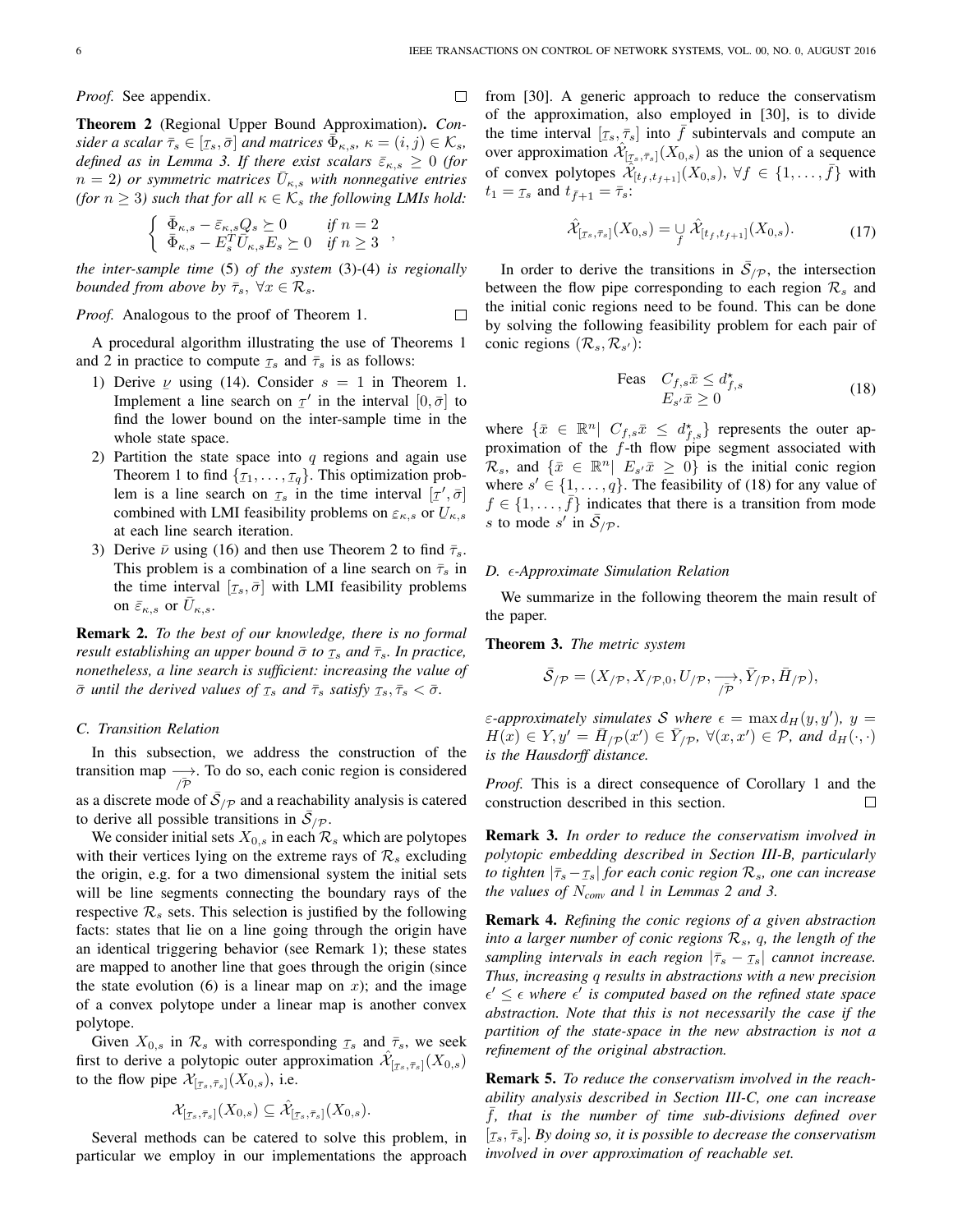*Proof.* See appendix. □

**Theorem 2** (Regional Upper Bound Approximation). *Consider a scalar $\bar{\tau}_s \in [\underline{\tau}_s, \bar{\sigma}]$ and matrices $\bar{\Phi}_{\kappa,s}$, $\kappa = (i,j) \in \mathcal{K}_s$, defined as in Lemma 3. If there exist scalars $\bar{\varepsilon}_{\kappa,s} \geq 0$ (for $n = 2$) or symmetric matrices $\bar{U}_{\kappa,s}$ with nonnegative entries (for $n \geq 3$) such that for all $\kappa \in \mathcal{K}_s$ the following LMIs hold:*

$$\begin{cases} \bar{\Phi}_{\kappa,s} - \bar{\varepsilon}_{\kappa,s} Q_s \succeq 0 & \text{if } n = 2 \\ \bar{\Phi}_{\kappa,s} - E_s^T \bar{U}_{\kappa,s} E_s \succeq 0 & \text{if } n \geq 3 \end{cases},$$

*the inter-sample time* (5) *of the system* (3)-(4) *is regionally bounded from above by $\bar{\tau}_s$, $\forall x \in \mathcal{R}_s$.*

*Proof.* Analogous to the proof of Theorem 1. □

A procedural algorithm illustrating the use of Theorems 1 and 2 in practice to compute $\underline{\tau}_s$ and $\bar{\tau}_s$ is as follows:

1) Derive $\underline{\nu}$ using (14). Consider $s = 1$ in Theorem 1. Implement a line search on $\underline{\tau}'$ in the interval $[0, \bar{\sigma}]$ to find the lower bound on the inter-sample time in the whole state space.
2) Partition the state space into $q$ regions and again use Theorem 1 to find $\{\underline{\tau}_1, \ldots, \underline{\tau}_q\}$. This optimization problem is a line search on $\underline{\tau}_s$ in the time interval $[\underline{\tau}', \bar{\sigma}]$ combined with LMI feasibility problems on $\varepsilon_{\kappa,s}$ or $U_{\kappa,s}$ at each line search iteration.
3) Derive $\bar{\nu}$ using (16) and then use Theorem 2 to find $\bar{\tau}_s$. This problem is a combination of a line search on $\bar{\tau}_s$ in the time interval $[\underline{\tau}_s, \bar{\sigma}]$ with LMI feasibility problems on $\bar{\varepsilon}_{\kappa,s}$ or $\bar{U}_{\kappa,s}$.

**Remark 2.** *To the best of our knowledge, there is no formal result establishing an upper bound $\bar{\sigma}$ to $\underline{\tau}_s$ and $\bar{\tau}_s$. In practice, nonetheless, a line search is sufficient: increasing the value of $\bar{\sigma}$ until the derived values of $\underline{\tau}_s$ and $\bar{\tau}_s$ satisfy $\underline{\tau}_s, \bar{\tau}_s < \bar{\sigma}$.*

### C. Transition Relation

In this subsection, we address the construction of the transition map $\underset{/\mathcal{P}}{\longrightarrow}$. To do so, each conic region is considered as a discrete mode of $\bar{\mathcal{S}}_{/\mathcal{P}}$ and a reachability analysis is catered to derive all possible transitions in $\bar{\mathcal{S}}_{/\mathcal{P}}$.

We consider initial sets $X_{0,s}$ in each $\mathcal{R}_s$ which are polytopes with their vertices lying on the extreme rays of $\mathcal{R}_s$ excluding the origin, e.g. for a two dimensional system the initial sets will be line segments connecting the boundary rays of the respective $\mathcal{R}_s$ sets. This selection is justified by the following facts: states that lie on a line going through the origin have an identical triggering behavior (see Remark 1); these states are mapped to another line that goes through the origin (since the state evolution (6) is a linear map on $x$); and the image of a convex polytope under a linear map is another convex polytope.

Given $X_{0,s}$ in $\mathcal{R}_s$ with corresponding $\underline{\tau}_s$ and $\bar{\tau}_s$, we seek first to derive a polytopic outer approximation $\hat{\mathcal{X}}_{[\underline{\tau}_s, \bar{\tau}_s]}(X_{0,s})$ to the flow pipe $\mathcal{X}_{[\underline{\tau}_s, \bar{\tau}_s]}(X_{0,s})$, i.e.

$$\mathcal{X}_{[\underline{\tau}_s, \bar{\tau}_s]}(X_{0,s}) \subseteq \hat{\mathcal{X}}_{[\underline{\tau}_s, \bar{\tau}_s]}(X_{0,s}).$$

Several methods can be catered to solve this problem, in particular we employ in our implementations the approach from [30]. A generic approach to reduce the conservatism of the approximation, also employed in [30], is to divide the time interval $[\underline{\tau}_s, \bar{\tau}_s]$ into $\bar{f}$ subintervals and compute an over approximation $\hat{\mathcal{X}}_{[\underline{\tau}_s, \bar{\tau}_s]}(X_{0,s})$ as the union of a sequence of convex polytopes $\hat{\mathcal{X}}_{[t_f, t_{f+1}]}(X_{0,s})$, $\forall f \in \{1, \ldots, \bar{f}\}$ with $t_1 = \underline{\tau}_s$ and $t_{\bar{f}+1} = \bar{\tau}_s$:

$$\hat{\mathcal{X}}_{[\underline{\tau}_s, \bar{\tau}_s]}(X_{0,s}) = \bigcup_f \hat{\mathcal{X}}_{[t_f, t_{f+1}]}(X_{0,s}). \tag{17}$$

In order to derive the transitions in $\bar{\mathcal{S}}_{/\mathcal{P}}$, the intersection between the flow pipe corresponding to each region $\mathcal{R}_s$ and the initial conic regions need to be found. This can be done by solving the following feasibility problem for each pair of conic regions $(\mathcal{R}_s, \mathcal{R}_{s'})$:

$$\begin{aligned} \text{Feas} \quad & C_{f,s}\bar{x} \leq d^\star_{f,s} \\ & E_{s'}\bar{x} \geq 0 \end{aligned} \tag{18}$$

where $\{\bar{x} \in \mathbb{R}^n | \; C_{f,s}\bar{x} \leq d^\star_{f,s}\}$ represents the outer approximation of the $f$-th flow pipe segment associated with $\mathcal{R}_s$, and $\{\bar{x} \in \mathbb{R}^n | \; E_{s'}\bar{x} \geq 0\}$ is the initial conic region where $s' \in \{1, \ldots, q\}$. The feasibility of (18) for any value of $f \in \{1, \ldots, \bar{f}\}$ indicates that there is a transition from mode $s$ to mode $s'$ in $\bar{\mathcal{S}}_{/\mathcal{P}}$.

### D. $\epsilon$-Approximate Simulation Relation

We summarize in the following theorem the main result of the paper.

**Theorem 3.** *The metric system*

$$\bar{\mathcal{S}}_{/\mathcal{P}} = (X_{/\mathcal{P}}, X_{/\mathcal{P},0}, U_{/\mathcal{P}}, \underset{/\mathcal{P}}{\longrightarrow}, \bar{Y}_{/\mathcal{P}}, \bar{H}_{/\mathcal{P}}),$$

*$\varepsilon$-approximately simulates $\mathcal{S}$ where $\epsilon = \max d_H(y, y')$, $y = H(x) \in Y, y' = \bar{H}_{/\mathcal{P}}(x') \in \bar{Y}_{/\mathcal{P}}$, $\forall (x, x') \in \mathcal{P}$, and $d_H(\cdot,\cdot)$ is the Hausdorff distance.*

*Proof.* This is a direct consequence of Corollary 1 and the construction described in this section. □

**Remark 3.** *In order to reduce the conservatism involved in polytopic embedding described in Section III-B, particularly to tighten $|\bar{\tau}_s - \underline{\tau}_s|$ for each conic region $\mathcal{R}_s$, one can increase the values of $N_{conv}$ and $l$ in Lemmas 2 and 3.*

**Remark 4.** *Refining the conic regions of a given abstraction into a larger number of conic regions $\mathcal{R}_s$, $q$, the length of the sampling intervals in each region $|\bar{\tau}_s - \underline{\tau}_s|$ cannot increase. Thus, increasing $q$ results in abstractions with a new precision $\epsilon' \leq \epsilon$ where $\epsilon'$ is computed based on the refined state space abstraction. Note that this is not necessarily the case if the partition of the state-space in the new abstraction is not a refinement of the original abstraction.*

**Remark 5.** *To reduce the conservatism involved in the reachability analysis described in Section III-C, one can increase $\bar{f}$, that is the number of time sub-divisions defined over $[\underline{\tau}_s, \bar{\tau}_s]$. By doing so, it is possible to decrease the conservatism involved in over approximation of reachable set.*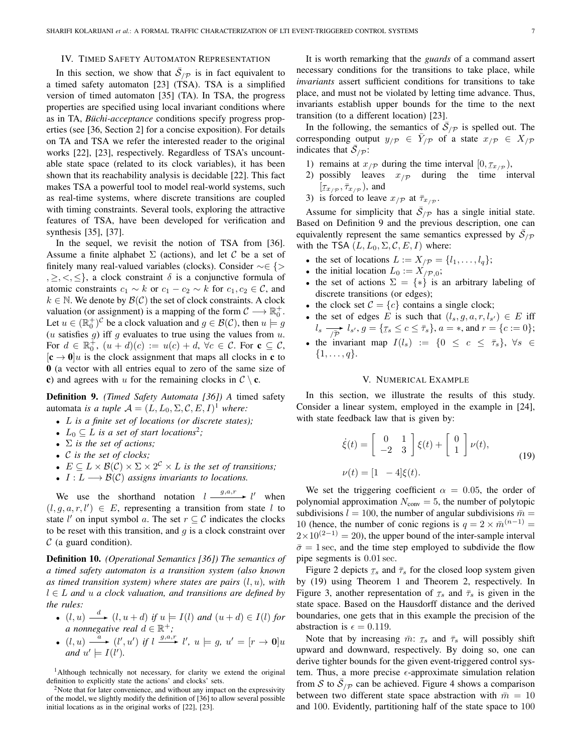## IV. Timed Safety Automaton Representation

In this section, we show that $\bar{\mathcal{S}}_{/\mathcal{P}}$ is in fact equivalent to a timed safety automaton [23] (TSA). TSA is a simplified version of timed automaton [35] (TA). In TSA, the progress properties are specified using local invariant conditions where as in TA, *Büchi-acceptance* conditions specify progress properties (see [36, Section 2] for a concise exposition). For details on TA and TSA we refer the interested reader to the original works [22], [23], respectively. Regardless of TSA's uncountable state space (related to its clock variables), it has been shown that its reachability analysis is decidable [22]. This fact makes TSA a powerful tool to model real-world systems, such as real-time systems, where discrete transitions are coupled with timing constraints. Several tools, exploring the attractive features of TSA, have been developed for verification and synthesis [35], [37].

In the sequel, we revisit the notion of TSA from [36]. Assume a finite alphabet $\Sigma$ (actions), and let $\mathcal{C}$ be a set of finitely many real-valued variables (clocks). Consider $\sim \in \{>, \geq, <, \leq\}$, a clock constraint $\delta$ is a conjunctive formula of atomic constraints $c_1 \sim k$ or $c_1 - c_2 \sim k$ for $c_1, c_2 \in \mathcal{C}$, and $k \in \mathbb{N}$. We denote by $\mathcal{B}(\mathcal{C})$ the set of clock constraints. A clock valuation (or assignment) is a mapping of the form $\mathcal{C} \longrightarrow \mathbb{R}_0^+$. Let $u \in (\mathbb{R}_0^+)^{\mathcal{C}}$ be a clock valuation and $g \in \mathcal{B}(\mathcal{C})$, then $u \models g$ ($u$ satisfies $g$) iff $g$ evaluates to true using the values from $u$. For $d \in \mathbb{R}_0^+$, $(u+d)(c) := u(c) + d$, $\forall c \in \mathcal{C}$. For $\mathbf{c} \subseteq \mathcal{C}$, $[\mathbf{c} \rightarrow \mathbf{0}]u$ is the clock assignment that maps all clocks in $\mathbf{c}$ to $\mathbf{0}$ (a vector with all entries equal to zero of the same size of $\mathbf{c}$) and agrees with $u$ for the remaining clocks in $\mathcal{C} \setminus \mathbf{c}$.

**Definition 9.** *(Timed Safety Automata [36]) A* timed safety automata *is a tuple $\mathcal{A} = (L, L_0, \Sigma, \mathcal{C}, E, I)$[1] where:*

- *$L$ is a finite set of locations (or discrete states);*
- *$L_0 \subseteq L$ is a set of start locations[2];*
- *$\Sigma$ is the set of actions;*
- *$\mathcal{C}$ is the set of clocks;*
- *$E \subseteq L \times \mathcal{B}(\mathcal{C}) \times \Sigma \times 2^{\mathcal{C}} \times L$ is the set of transitions;*
- *$I : L \longrightarrow \mathcal{B}(\mathcal{C})$ assigns invariants to locations.*

We use the shorthand notation $l \xrightarrow{g,a,r} l'$ when $(l, g, a, r, l') \in E$, representing a transition from state $l$ to state $l'$ on input symbol $a$. The set $r \subseteq \mathcal{C}$ indicates the clocks to be reset with this transition, and $g$ is a clock constraint over $\mathcal{C}$ (a guard condition).

**Definition 10.** *(Operational Semantics [36]) The semantics of a timed safety automaton is a transition system (also known as timed transition system) where states are pairs $(l, u)$, with $l \in L$ and $u$ a clock valuation, and transitions are defined by the rules:*

- *$(l, u) \xrightarrow{d} (l, u + d)$ if $u \models I(l)$ and $(u + d) \in I(l)$ for a nonnegative real $d \in \mathbb{R}^+$;*
- *$(l, u) \xrightarrow{a} (l', u')$ if $l \xrightarrow{g,a,r} l'$, $u \models g$, $u' = [r \rightarrow \mathbf{0}]u$ and $u' \models I(l')$.*

[1] Although technically not necessary, for clarity we extend the original definition to explicitly state the actions' and clocks' sets.

[2] Note that for later convenience, and without any impact on the expressivity of the model, we slightly modify the definition of [36] to allow several possible initial locations as in the original works of [22], [23].

It is worth remarking that the *guards* of a command assert necessary conditions for the transitions to take place, while *invariants* assert sufficient conditions for transitions to take place, and must not be violated by letting time advance. Thus, invariants establish upper bounds for the time to the next transition (to a different location) [23].

In the following, the semantics of $\bar{\mathcal{S}}_{/\mathcal{P}}$ is spelled out. The corresponding output $y_{/\mathcal{P}} \in \bar{Y}_{/\mathcal{P}}$ of a state $x_{/\mathcal{P}} \in X_{/\mathcal{P}}$ indicates that $\bar{\mathcal{S}}_{/\mathcal{P}}$:

1) remains at $x_{/\mathcal{P}}$ during the time interval $[0, \underline{\tau}_{x_{/\mathcal{P}}})$,
2) possibly leaves $x_{/\mathcal{P}}$ during the time interval $[\underline{\tau}_{x_{/\mathcal{P}}}, \bar{\tau}_{x_{/\mathcal{P}}})$, and
3) is forced to leave $x_{/\mathcal{P}}$ at $\bar{\tau}_{x_{/\mathcal{P}}}$.

Assume for simplicity that $\bar{\mathcal{S}}_{/\mathcal{P}}$ has a single initial state. Based on Definition 9 and the previous description, one can equivalently represent the same semantics expressed by $\bar{\mathcal{S}}_{/\mathcal{P}}$ with the TSA $(L, L_0, \Sigma, \mathcal{C}, E, I)$ where:

- the set of locations $L := X_{/\mathcal{P}} = \{l_1, \ldots, l_q\}$;
- the initial location $L_0 := X_{/\mathcal{P},0}$;
- the set of actions $\Sigma = \{*\}$ is an arbitrary labeling of discrete transitions (or edges);
- the clock set $\mathcal{C} = \{c\}$ contains a single clock;
- the set of edges $E$ is such that $(l_s, g, a, r, l_{s'}) \in E$ iff $l_s \underset{/\mathcal{P}}{\longrightarrow} l_{s'}$, $g = \{\underline{\tau}_s \leq c \leq \bar{\tau}_s\}$, $a = *$, and $r = \{c := 0\}$;
- the invariant map $I(l_s) := \{0 \leq c \leq \bar{\tau}_s\}$, $\forall s \in \{1, \ldots, q\}$.

## V. Numerical Example

In this section, we illustrate the results of this study. Consider a linear system, employed in the example in [24], with state feedback law that is given by:

$$
\begin{aligned}
\dot{\xi}(t) &= \begin{bmatrix} 0 & 1 \\ -2 & 3 \end{bmatrix} \xi(t) + \begin{bmatrix} 0 \\ 1 \end{bmatrix} \nu(t), \\
\nu(t) &= [1 \;\; -4]\xi(t).
\end{aligned}
\tag{19}
$$

We set the triggering coefficient $\alpha = 0.05$, the order of polynomial approximation $N_{\text{conv}} = 5$, the number of polytopic subdivisions $l = 100$, the number of angular subdivisions $\bar{m} = 10$ (hence, the number of conic regions is $q = 2 \times \bar{m}^{(n-1)} = 2 \times 10^{(2-1)} = 20$), the upper bound of the inter-sample interval $\bar{\sigma} = 1\,\text{sec}$, and the time step employed to subdivide the flow pipe segments is $0.01\,\text{sec}$.

Figure 2 depicts $\underline{\tau}_s$ and $\bar{\tau}_s$ for the closed loop system given by (19) using Theorem 1 and Theorem 2, respectively. In Figure 3, another representation of $\underline{\tau}_s$ and $\bar{\tau}_s$ is given in the state space. Based on the Hausdorff distance and the derived boundaries, one gets that in this example the precision of the abstraction is $\epsilon = 0.119$.

Note that by increasing $\bar{m}$: $\underline{\tau}_s$ and $\bar{\tau}_s$ will possibly shift upward and downward, respectively. By doing so, one can derive tighter bounds for the given event-triggered control system. Thus, a more precise $\epsilon$-approximate simulation relation from $\mathcal{S}$ to $\bar{\mathcal{S}}_{/\mathcal{P}}$ can be achieved. Figure 4 shows a comparison between two different state space abstraction with $\bar{m} = 10$ and 100. Evidently, partitioning half of the state space to 100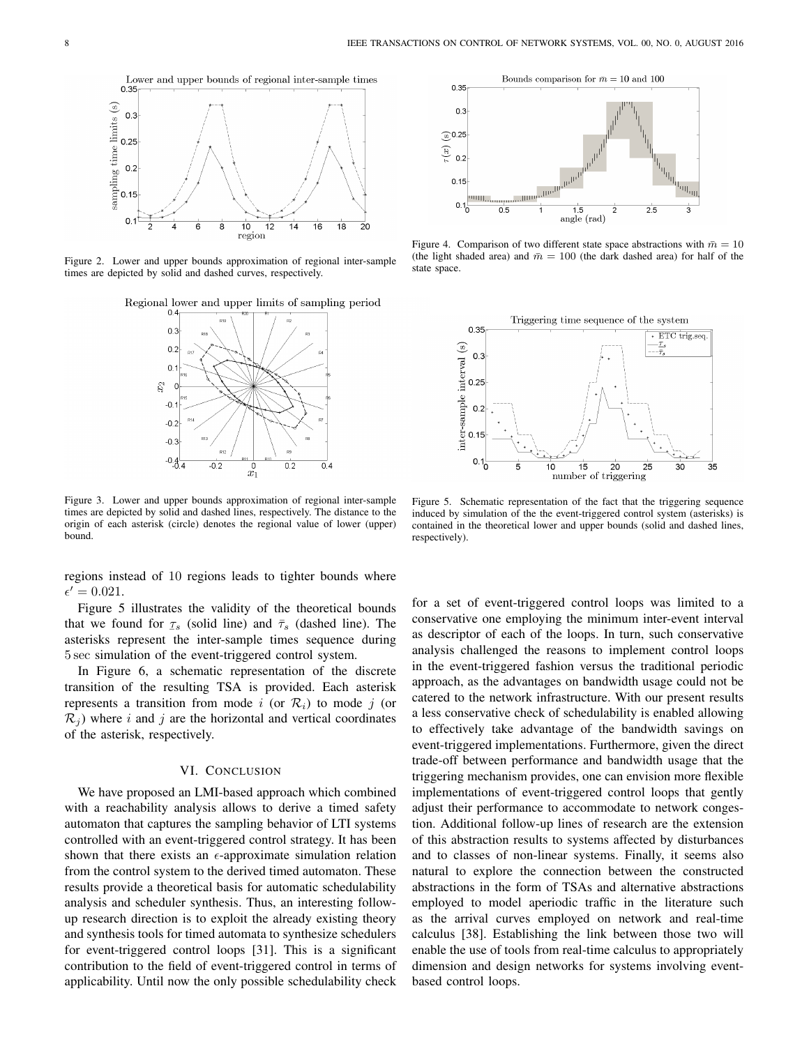Figure 2. Lower and upper bounds approximation of regional inter-sample times are depicted by solid and dashed curves, respectively.

Figure 3. Lower and upper bounds approximation of regional inter-sample times are depicted by solid and dashed lines, respectively. The distance to the origin of each asterisk (circle) denotes the regional value of lower (upper) bound.

Figure 4. Comparison of two different state space abstractions with $\bar{m} = 10$ (the light shaded area) and $\bar{m} = 100$ (the dark dashed area) for half of the state space.

Figure 5. Schematic representation of the fact that the triggering sequence induced by simulation of the the event-triggered control system (asterisks) is contained in the theoretical lower and upper bounds (solid and dashed lines, respectively).

regions instead of 10 regions leads to tighter bounds where $\epsilon' = 0.021$.

Figure 5 illustrates the validity of the theoretical bounds that we found for $\underline{\tau}_s$ (solid line) and $\bar{\tau}_s$ (dashed line). The asterisks represent the inter-sample times sequence during 5 sec simulation of the event-triggered control system.

In Figure 6, a schematic representation of the discrete transition of the resulting TSA is provided. Each asterisk represents a transition from mode $i$ (or $\mathcal{R}_i$) to mode $j$ (or $\mathcal{R}_j$) where $i$ and $j$ are the horizontal and vertical coordinates of the asterisk, respectively.

## VI. Conclusion

We have proposed an LMI-based approach which combined with a reachability analysis allows to derive a timed safety automaton that captures the sampling behavior of LTI systems controlled with an event-triggered control strategy. It has been shown that there exists an $\epsilon$-approximate simulation relation from the control system to the derived timed automaton. These results provide a theoretical basis for automatic schedulability analysis and scheduler synthesis. Thus, an interesting follow-up research direction is to exploit the already existing theory and synthesis tools for timed automata to synthesize schedulers for event-triggered control loops [31]. This is a significant contribution to the field of event-triggered control in terms of applicability. Until now the only possible schedulability check for a set of event-triggered control loops was limited to a conservative one employing the minimum inter-event interval as descriptor of each of the loops. In turn, such conservative analysis challenged the reasons to implement control loops in the event-triggered fashion versus the traditional periodic approach, as the advantages on bandwidth usage could not be catered to the network infrastructure. With our present results a less conservative check of schedulability is enabled allowing to effectively take advantage of the bandwidth savings on event-triggered implementations. Furthermore, given the direct trade-off between performance and bandwidth usage that the triggering mechanism provides, one can envision more flexible implementations of event-triggered control loops that gently adjust their performance to accommodate to network congestion. Additional follow-up lines of research are the extension of this abstraction results to systems affected by disturbances and to classes of non-linear systems. Finally, it seems also natural to explore the connection between the constructed abstractions in the form of TSAs and alternative abstractions employed to model aperiodic traffic in the literature such as the arrival curves employed on network and real-time calculus [38]. Establishing the link between those two will enable the use of tools from real-time calculus to appropriately dimension and design networks for systems involving event-based control loops.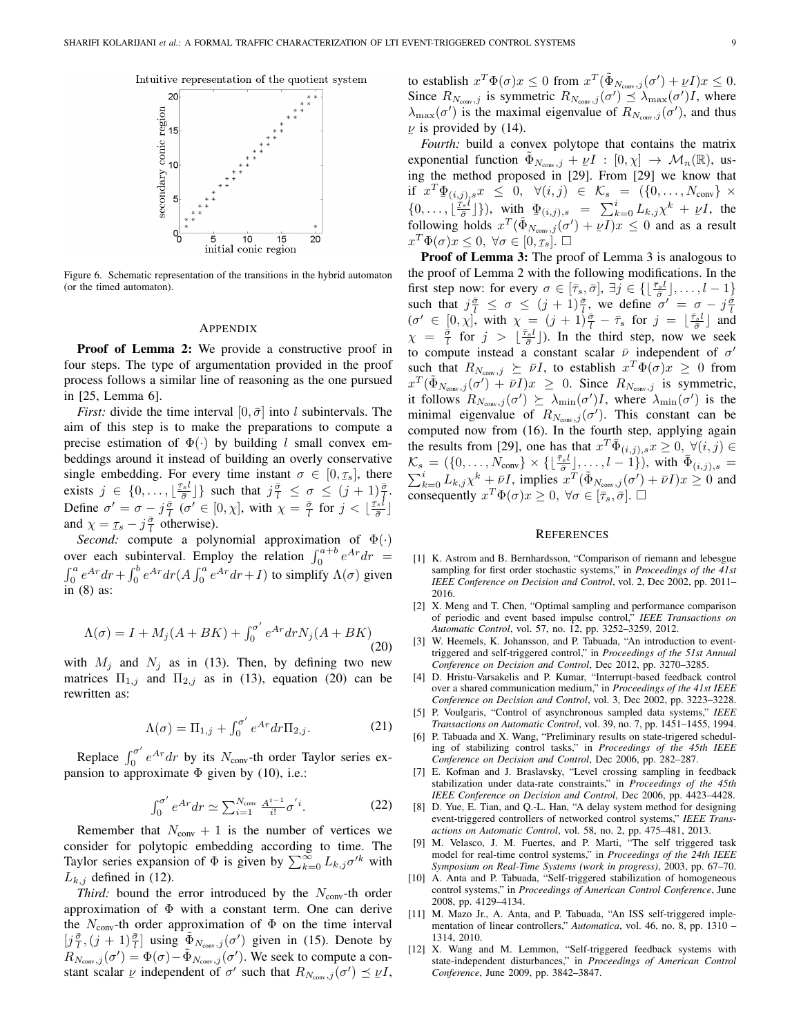Figure 6. Schematic representation of the transitions in the hybrid automaton (or the timed automaton).

## APPENDIX

**Proof of Lemma 2:** We provide a constructive proof in four steps. The type of argumentation provided in the proof process follows a similar line of reasoning as the one pursued in [25, Lemma 6].

*First:* divide the time interval $[0, \bar{\sigma}]$ into $l$ subintervals. The aim of this step is to make the preparations to compute a precise estimation of $\Phi(\cdot)$ by building $l$ small convex embeddings around it instead of building an overly conservative single embedding. For every time instant $\sigma \in [0, \underline{\tau}_s]$, there exists $j \in \{0, \ldots, \lfloor \frac{\underline{\tau}_s l}{\bar{\sigma}} \rfloor\}$ such that $j\frac{\bar{\sigma}}{l} \leq \sigma \leq (j+1)\frac{\bar{\sigma}}{l}$. Define $\sigma' = \sigma - j\frac{\bar{\sigma}}{l}$ ($\sigma' \in [0, \chi]$, with $\chi = \frac{\bar{\sigma}}{l}$ for $j < \lfloor \frac{\underline{\tau}_s l}{\bar{\sigma}} \rfloor$ and $\chi = \underline{\tau}_s - j\frac{\bar{\sigma}}{l}$ otherwise).

*Second:* compute a polynomial approximation of $\Phi(\cdot)$ over each subinterval. Employ the relation $\int_0^{a+b} e^{Ar} dr = \int_0^a e^{Ar} dr + \int_0^b e^{Ar} dr (A \int_0^a e^{Ar} dr + I)$ to simplify $\Lambda(\sigma)$ given in (8) as:

$$\Lambda(\sigma) = I + M_j(A + BK) + \int_0^{\sigma'} e^{Ar} dr N_j(A + BK) \tag{20}$$

with $M_j$ and $N_j$ as in (13). Then, by defining two new matrices $\Pi_{1,j}$ and $\Pi_{2,j}$ as in (13), equation (20) can be rewritten as:

$$\Lambda(\sigma) = \Pi_{1,j} + \int_0^{\sigma'} e^{Ar} dr \Pi_{2,j}. \tag{21}$$

Replace $\int_0^{\sigma'} e^{Ar} dr$ by its $N_{\text{conv}}$-th order Taylor series expansion to approximate $\Phi$ given by (10), i.e.:

$$\int_0^{\sigma'} e^{Ar} dr \simeq \sum_{i=1}^{N_{\text{conv}}} \frac{A^{i-1}}{i!} \sigma'^i. \tag{22}$$

Remember that $N_{\text{conv}} + 1$ is the number of vertices we consider for polytopic embedding according to time. The Taylor series expansion of $\Phi$ is given by $\sum_{k=0}^{\infty} L_{k,j} \sigma'^k$ with $L_{k,j}$ defined in (12).

*Third:* bound the error introduced by the $N_{\text{conv}}$-th order approximation of $\Phi$ with a constant term. One can derive the $N_{\text{conv}}$-th order approximation of $\Phi$ on the time interval $[j\frac{\bar{\sigma}}{l}, (j+1)\frac{\bar{\sigma}}{l}]$ using $\tilde{\Phi}_{N_{\text{conv}},j}(\sigma')$ given in (15). Denote by $R_{N_{\text{conv}},j}(\sigma') = \Phi(\sigma) - \tilde{\Phi}_{N_{\text{conv}},j}(\sigma')$. We seek to compute a constant scalar $\underline{\nu}$ independent of $\sigma'$ such that $R_{N_{\text{conv}},j}(\sigma') \preceq \underline{\nu} I$, to establish $x^T \Phi(\sigma) x \leq 0$ from $x^T(\tilde{\Phi}_{N_{\text{conv}},j}(\sigma') + \underline{\nu} I)x \leq 0$. Since $R_{N_{\text{conv}},j}$ is symmetric $R_{N_{\text{conv}},j}(\sigma') \preceq \lambda_{\max}(\sigma') I$, where $\lambda_{\max}(\sigma')$ is the maximal eigenvalue of $R_{N_{\text{conv}},j}(\sigma')$, and thus $\underline{\nu}$ is provided by (14).

*Fourth:* build a convex polytope that contains the matrix exponential function $\tilde{\Phi}_{N_{\text{conv}},j} + \underline{\nu} I : [0, \chi] \to \mathcal{M}_n(\mathbb{R})$, using the method proposed in [29]. From [29] we know that if $x^T \underline{\Phi}_{(i,j),s} x \leq 0, \ \forall (i,j) \in \mathcal{K}_s = (\{0, \ldots, N_{\text{conv}}\} \times \{0, \ldots, \lfloor \frac{\underline{\tau}_s l}{\bar{\sigma}} \rfloor\})$, with $\underline{\Phi}_{(i,j),s} = \sum_{k=0}^{i} L_{k,j} \chi^k + \underline{\nu} I$, the following holds $x^T(\tilde{\Phi}_{N_{\text{conv}},j}(\sigma') + \underline{\nu} I)x \leq 0$ and as a result $x^T \Phi(\sigma) x \leq 0, \ \forall \sigma \in [0, \underline{\tau}_s]$. $\square$

**Proof of Lemma 3:** The proof of Lemma 3 is analogous to the proof of Lemma 2 with the following modifications. In the first step now: for every $\sigma \in [\bar{\tau}_s, \bar{\sigma}]$, $\exists j \in \{\lfloor \frac{\bar{\tau}_s l}{\bar{\sigma}} \rfloor, \ldots, l-1\}$ such that $j\frac{\bar{\sigma}}{l} \leq \sigma \leq (j+1)\frac{\bar{\sigma}}{l}$, we define $\sigma' = \sigma - j\frac{\bar{\sigma}}{l}$ ($\sigma' \in [0, \chi]$, with $\chi = (j+1)\frac{\bar{\sigma}}{l} - \bar{\tau}_s$ for $j = \lfloor \frac{\bar{\tau}_s l}{\bar{\sigma}} \rfloor$ and $\chi = \frac{\bar{\sigma}}{l}$ for $j > \lfloor \frac{\bar{\tau}_s l}{\bar{\sigma}} \rfloor$). In the third step, now we seek to compute instead a constant scalar $\bar{\nu}$ independent of $\sigma'$ such that $R_{N_{\text{conv}},j} \succeq \bar{\nu} I$, to establish $x^T \Phi(\sigma) x \geq 0$ from $x^T(\tilde{\Phi}_{N_{\text{conv}},j}(\sigma') + \bar{\nu} I)x \geq 0$. Since $R_{N_{\text{conv}},j}$ is symmetric, it follows $R_{N_{\text{conv}},j}(\sigma') \succeq \lambda_{\min}(\sigma') I$, where $\lambda_{\min}(\sigma')$ is the minimal eigenvalue of $R_{N_{\text{conv}},j}(\sigma')$. This constant can be computed now from (16). In the fourth step, applying again the results from [29], one has that $x^T \bar{\Phi}_{(i,j),s} x \geq 0, \ \forall (i,j) \in \mathcal{K}_s = (\{0, \ldots, N_{\text{conv}}\} \times \{\lfloor \frac{\bar{\tau}_s l}{\bar{\sigma}} \rfloor, \ldots, l-1\})$, with $\bar{\Phi}_{(i,j),s} = \sum_{k=0}^{i} L_{k,j} \chi^k + \bar{\nu} I$, implies $x^T(\tilde{\Phi}_{N_{\text{conv}},j}(\sigma') + \bar{\nu} I)x \geq 0$ and consequently $x^T \Phi(\sigma) x \geq 0, \ \forall \sigma \in [\bar{\tau}_s, \bar{\sigma}]$. $\square$

## REFERENCES

[1] K. Astrom and B. Bernhardsson, "Comparison of riemann and lebesgue sampling for first order stochastic systems," in *Proceedings of the 41st IEEE Conference on Decision and Control*, vol. 2, Dec 2002, pp. 2011–2016.

[2] X. Meng and T. Chen, "Optimal sampling and performance comparison of periodic and event based impulse control," *IEEE Transactions on Automatic Control*, vol. 57, no. 12, pp. 3252–3259, 2012.

[3] W. Heemels, K. Johansson, and P. Tabuada, "An introduction to event-triggered and self-triggered control," in *Proceedings of the 51st Annual Conference on Decision and Control*, Dec 2012, pp. 3270–3285.

[4] D. Hristu-Varsakelis and P. Kumar, "Interrupt-based feedback control over a shared communication medium," in *Proceedings of the 41st IEEE Conference on Decision and Control*, vol. 3, Dec 2002, pp. 3223–3228.

[5] P. Voulgaris, "Control of asynchronous sampled data systems," *IEEE Transactions on Automatic Control*, vol. 39, no. 7, pp. 1451–1455, 1994.

[6] P. Tabuada and X. Wang, "Preliminary results on state-trigered scheduling of stabilizing control tasks," in *Proceedings of the 45th IEEE Conference on Decision and Control*, Dec 2006, pp. 282–287.

[7] E. Kofman and J. Braslavsky, "Level crossing sampling in feedback stabilization under data-rate constraints," in *Proceedings of the 45th IEEE Conference on Decision and Control*, Dec 2006, pp. 4423–4428.

[8] D. Yue, E. Tian, and Q.-L. Han, "A delay system method for designing event-triggered controllers of networked control systems," *IEEE Transactions on Automatic Control*, vol. 58, no. 2, pp. 475–481, 2013.

[9] M. Velasco, J. M. Fuertes, and P. Marti, "The self triggered task model for real-time control systems," in *Proceedings of the 24th IEEE Symposium on Real-Time Systems (work in progress)*, 2003, pp. 67–70.

[10] A. Anta and P. Tabuada, "Self-triggered stabilization of homogeneous control systems," in *Proceedings of American Control Conference*, June 2008, pp. 4129–4134.

[11] M. Mazo Jr., A. Anta, and P. Tabuada, "An ISS self-triggered implementation of linear controllers," *Automatica*, vol. 46, no. 8, pp. 1310 – 1314, 2010.

[12] X. Wang and M. Lemmon, "Self-triggered feedback systems with state-independent disturbances," in *Proceedings of American Control Conference*, June 2009, pp. 3842–3847.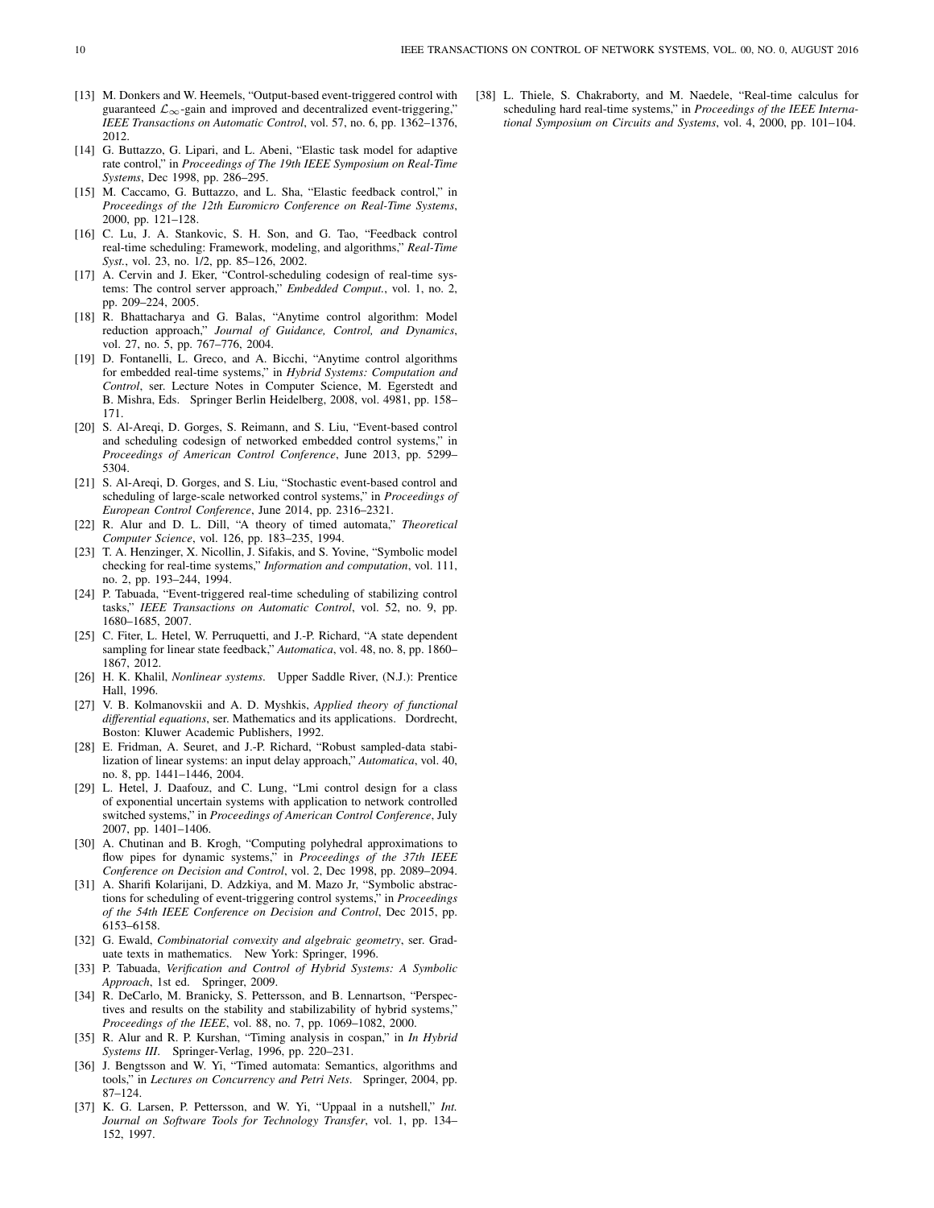[13] M. Donkers and W. Heemels, "Output-based event-triggered control with guaranteed $\mathcal{L}_\infty$-gain and improved and decentralized event-triggering," *IEEE Transactions on Automatic Control*, vol. 57, no. 6, pp. 1362–1376, 2012.

[14] G. Buttazzo, G. Lipari, and L. Abeni, "Elastic task model for adaptive rate control," in *Proceedings of The 19th IEEE Symposium on Real-Time Systems*, Dec 1998, pp. 286–295.

[15] M. Caccamo, G. Buttazzo, and L. Sha, "Elastic feedback control," in *Proceedings of the 12th Euromicro Conference on Real-Time Systems*, 2000, pp. 121–128.

[16] C. Lu, J. A. Stankovic, S. H. Son, and G. Tao, "Feedback control real-time scheduling: Framework, modeling, and algorithms," *Real-Time Syst.*, vol. 23, no. 1/2, pp. 85–126, 2002.

[17] A. Cervin and J. Eker, "Control-scheduling codesign of real-time systems: The control server approach," *Embedded Comput.*, vol. 1, no. 2, pp. 209–224, 2005.

[18] R. Bhattacharya and G. Balas, "Anytime control algorithm: Model reduction approach," *Journal of Guidance, Control, and Dynamics*, vol. 27, no. 5, pp. 767–776, 2004.

[19] D. Fontanelli, L. Greco, and A. Bicchi, "Anytime control algorithms for embedded real-time systems," in *Hybrid Systems: Computation and Control*, ser. Lecture Notes in Computer Science, M. Egerstedt and B. Mishra, Eds. Springer Berlin Heidelberg, 2008, vol. 4981, pp. 158–171.

[20] S. Al-Areqi, D. Gorges, S. Reimann, and S. Liu, "Event-based control and scheduling codesign of networked embedded control systems," in *Proceedings of American Control Conference*, June 2013, pp. 5299–5304.

[21] S. Al-Areqi, D. Gorges, and S. Liu, "Stochastic event-based control and scheduling of large-scale networked control systems," in *Proceedings of European Control Conference*, June 2014, pp. 2316–2321.

[22] R. Alur and D. L. Dill, "A theory of timed automata," *Theoretical Computer Science*, vol. 126, pp. 183–235, 1994.

[23] T. A. Henzinger, X. Nicollin, J. Sifakis, and S. Yovine, "Symbolic model checking for real-time systems," *Information and computation*, vol. 111, no. 2, pp. 193–244, 1994.

[24] P. Tabuada, "Event-triggered real-time scheduling of stabilizing control tasks," *IEEE Transactions on Automatic Control*, vol. 52, no. 9, pp. 1680–1685, 2007.

[25] C. Fiter, L. Hetel, W. Perruquetti, and J.-P. Richard, "A state dependent sampling for linear state feedback," *Automatica*, vol. 48, no. 8, pp. 1860–1867, 2012.

[26] H. K. Khalil, *Nonlinear systems*. Upper Saddle River, (N.J.): Prentice Hall, 1996.

[27] V. B. Kolmanovskii and A. D. Myshkis, *Applied theory of functional differential equations*, ser. Mathematics and its applications. Dordrecht, Boston: Kluwer Academic Publishers, 1992.

[28] E. Fridman, A. Seuret, and J.-P. Richard, "Robust sampled-data stabilization of linear systems: an input delay approach," *Automatica*, vol. 40, no. 8, pp. 1441–1446, 2004.

[29] L. Hetel, J. Daafouz, and C. Lung, "Lmi control design for a class of exponential uncertain systems with application to network controlled switched systems," in *Proceedings of American Control Conference*, July 2007, pp. 1401–1406.

[30] A. Chutinan and B. Krogh, "Computing polyhedral approximations to flow pipes for dynamic systems," in *Proceedings of the 37th IEEE Conference on Decision and Control*, vol. 2, Dec 1998, pp. 2089–2094.

[31] A. Sharifi Kolarijani, D. Adzkiya, and M. Mazo Jr, "Symbolic abstractions for scheduling of event-triggering control systems," in *Proceedings of the 54th IEEE Conference on Decision and Control*, Dec 2015, pp. 6153–6158.

[32] G. Ewald, *Combinatorial convexity and algebraic geometry*, ser. Graduate texts in mathematics. New York: Springer, 1996.

[33] P. Tabuada, *Verification and Control of Hybrid Systems: A Symbolic Approach*, 1st ed. Springer, 2009.

[34] R. DeCarlo, M. Branicky, S. Pettersson, and B. Lennartson, "Perspectives and results on the stability and stabilizability of hybrid systems," *Proceedings of the IEEE*, vol. 88, no. 7, pp. 1069–1082, 2000.

[35] R. Alur and R. P. Kurshan, "Timing analysis in cospan," in *In Hybrid Systems III*. Springer-Verlag, 1996, pp. 220–231.

[36] J. Bengtsson and W. Yi, "Timed automata: Semantics, algorithms and tools," in *Lectures on Concurrency and Petri Nets*. Springer, 2004, pp. 87–124.

[37] K. G. Larsen, P. Pettersson, and W. Yi, "Uppaal in a nutshell," *Int. Journal on Software Tools for Technology Transfer*, vol. 1, pp. 134–152, 1997.

[38] L. Thiele, S. Chakraborty, and M. Naedele, "Real-time calculus for scheduling hard real-time systems," in *Proceedings of the IEEE International Symposium on Circuits and Systems*, vol. 4, 2000, pp. 101–104.